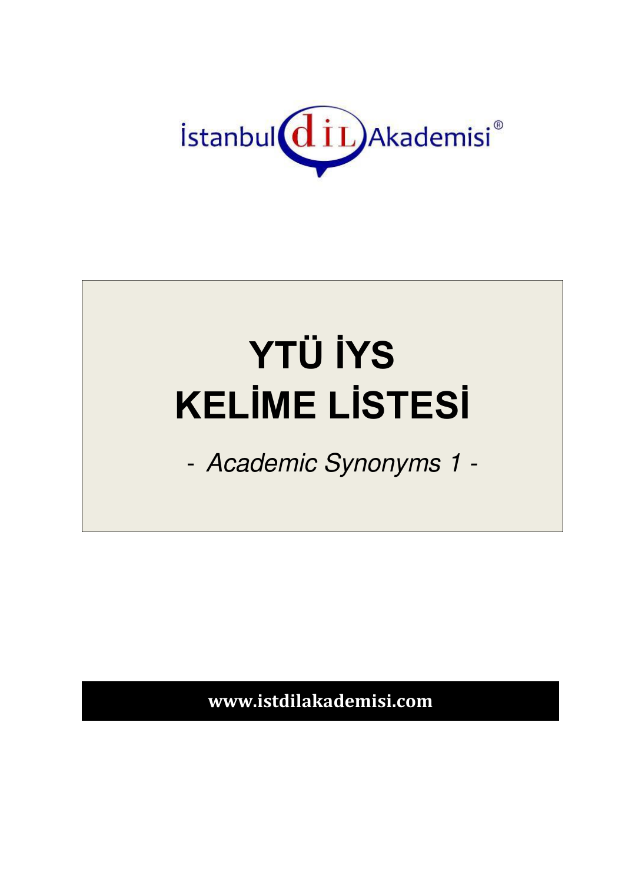İstanbul dİL Akademisi®

# YTÜ İYS
# KELİME LİSTESİ

*- Academic Synonyms 1 -*

**www.istdilakademisi.com**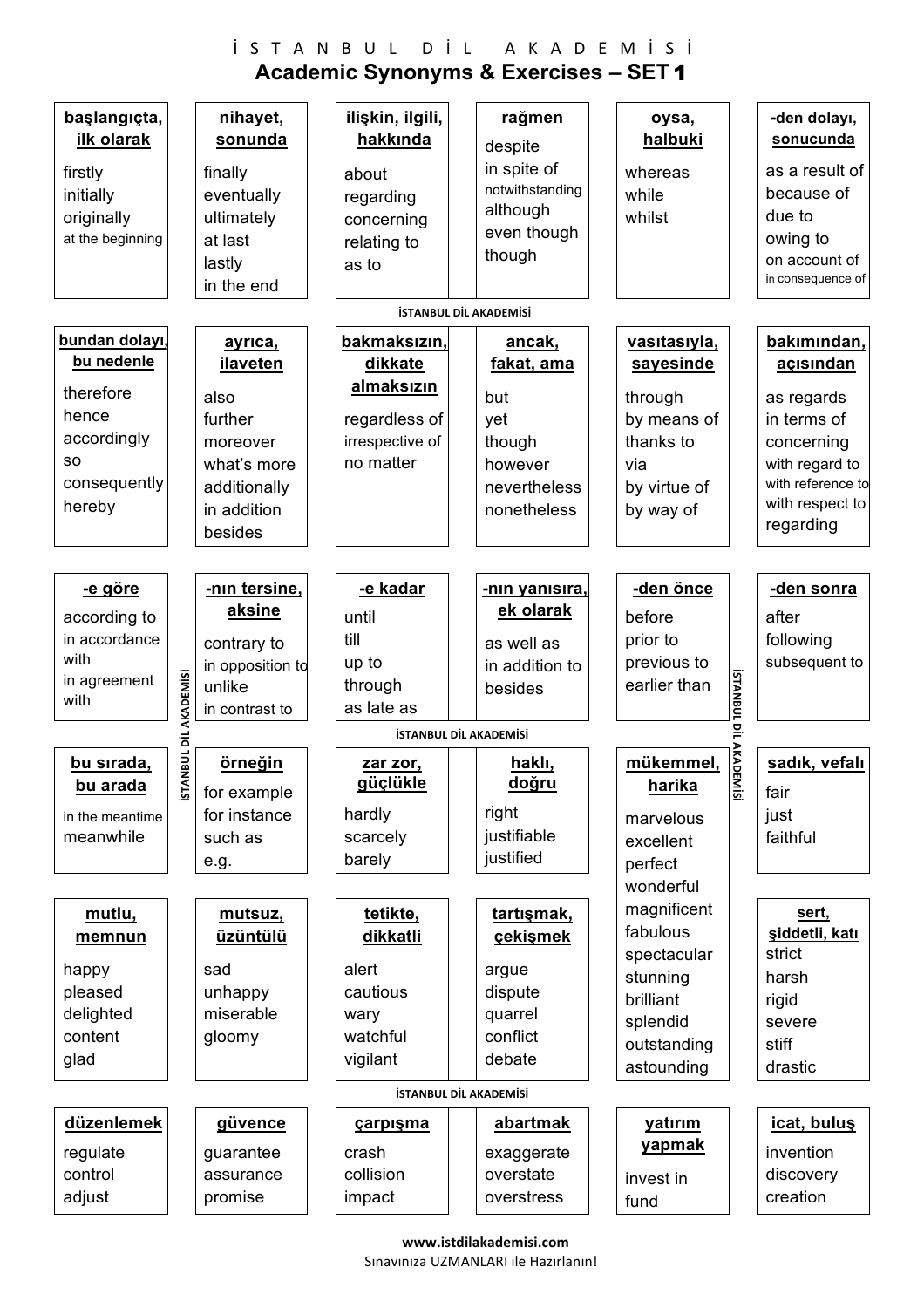# İSTANBUL DİL AKADEMİSİ

## Academic Synonyms & Exercises – SET 1

**başlangıçta, ilk olarak**
- firstly
- initially
- originally
- at the beginning

**nihayet, sonunda**
- finally
- eventually
- ultimately
- at last
- lastly
- in the end

**ilişkin, ilgili, hakkında**
- about
- regarding
- concerning
- relating to
- as to

**rağmen**
- despite
- in spite of
- notwithstanding
- although
- even though
- though

**oysa, halbuki**
- whereas
- while
- whilst

**-den dolayı, sonucunda**
- as a result of
- because of
- due to
- owing to
- on account of
- in consequence of

**bundan dolayı, bu nedenle**
- therefore
- hence
- accordingly
- so
- consequently
- hereby

**ayrıca, ilaveten**
- also
- further
- moreover
- what's more
- additionally
- in addition
- besides

**bakmaksızın, dikkate almaksızın**
- regardless of
- irrespective of
- no matter

**ancak, fakat, ama**
- but
- yet
- though
- however
- nevertheless
- nonetheless

**vasıtasıyla, sayesinde**
- through
- by means of
- thanks to
- via
- by virtue of
- by way of

**bakımından, açısından**
- as regards
- in terms of
- concerning
- with regard to
- with reference to
- with respect to
- regarding

**-e göre**
- according to
- in accordance with
- in agreement with

**-nın tersine, aksine**
- contrary to
- in opposition to
- unlike
- in contrast to

**-e kadar**
- until
- till
- up to
- through
- as late as

**-nın yanısıra, ek olarak**
- as well as
- in addition to
- besides

**-den önce**
- before
- prior to
- previous to
- earlier than

**-den sonra**
- after
- following
- subsequent to

**bu sırada, bu arada**
- in the meantime
- meanwhile

**örneğin**
- for example
- for instance
- such as
- e.g.

**zar zor, güçlükle**
- hardly
- scarcely
- barely

**haklı, doğru**
- right
- justifiable
- justified

**mükemmel, harika**
- marvelous
- excellent
- perfect
- wonderful
- magnificent
- fabulous
- spectacular
- stunning
- brilliant
- splendid
- outstanding
- astounding

**sadık, vefalı**
- fair
- just
- faithful

**mutlu, memnun**
- happy
- pleased
- delighted
- content
- glad

**mutsuz, üzüntülü**
- sad
- unhappy
- miserable
- gloomy

**tetikte, dikkatli**
- alert
- cautious
- wary
- watchful
- vigilant

**tartışmak, çekişmek**
- argue
- dispute
- quarrel
- conflict
- debate

**sert, şiddetli, katı**
- strict
- harsh
- rigid
- severe
- stiff
- drastic

**düzenlemek**
- regulate
- control
- adjust

**güvence**
- guarantee
- assurance
- promise

**çarpışma**
- crash
- collision
- impact

**abartmak**
- exaggerate
- overstate
- overstress

**yatırım yapmak**
- invest in
- fund

**icat, buluş**
- invention
- discovery
- creation

www.istdilakademisi.com

Sınavınıza UZMANLARI ile Hazırlanın!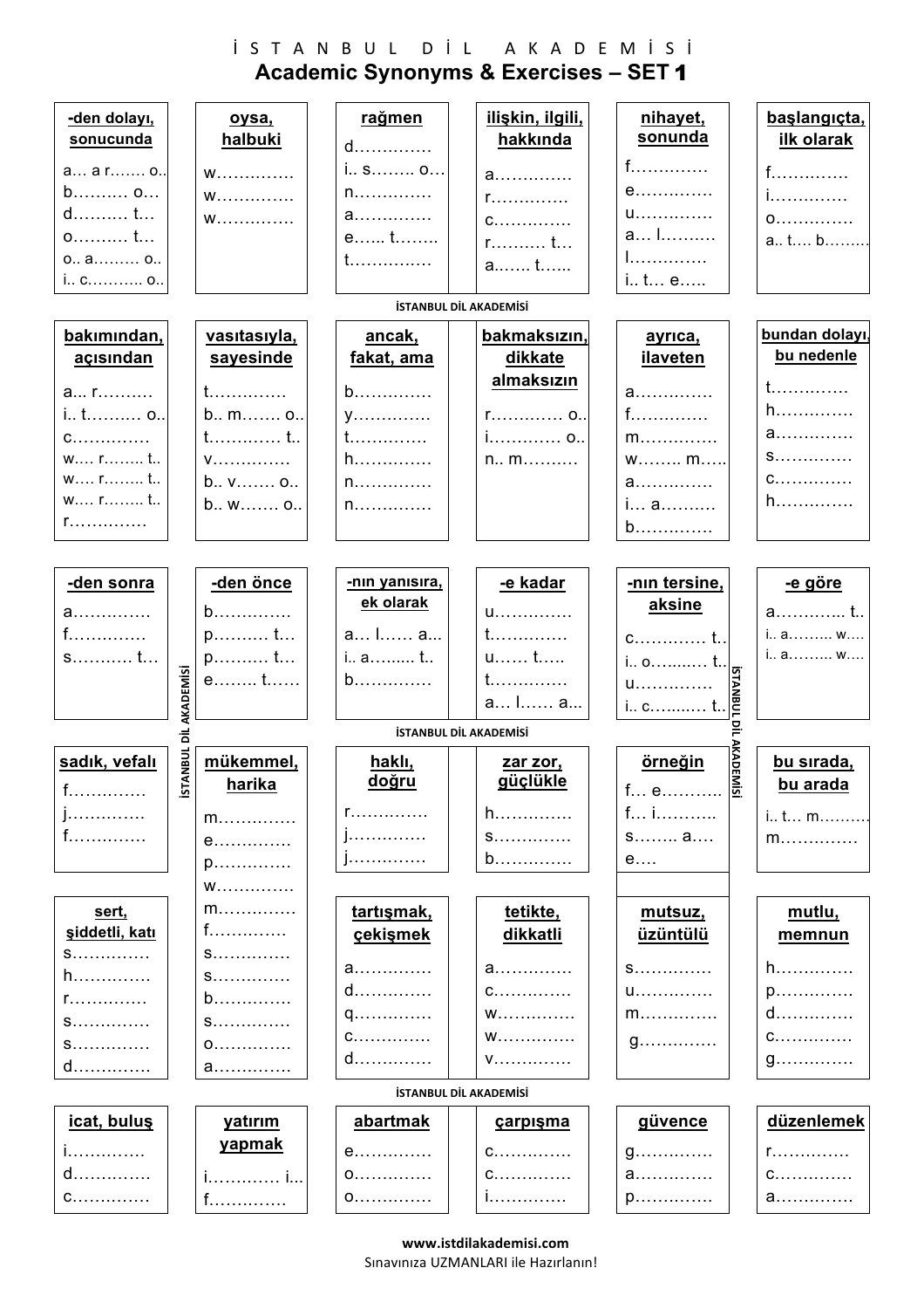İ S T A N B U L   D İ L   A K A D E M İ S İ

# Academic Synonyms & Exercises – SET 1

**-den dolayı, sonucunda**
a… a r……. o..
b………. o…
d………. t…
o………. t…
o.. a……… o..
i.. c……….. o..

**oysa, halbuki**
w………….
w………….
w………….

**rağmen**
d………….
i.. s…….. o…
n………….
a………….
e….. t……..
t………….

**ilişkin, ilgili, hakkında**
a………….
r………….
c………….
r………. t…
a……. t…..

**nihayet, sonunda**
f………….
e………….
u………….
a… l……….
l………….
i.. t… e…..

**başlangıçta, ilk olarak**
f………….
i………….
o………….
a.. t…. b……..

İSTANBUL DİL AKADEMİSİ

**bakımından, açısından**
a... r……….
i.. t………. o..
c………….
w…. r…….. t..
w…. r…….. t..
w…. r…….. t..
r………….

**vasıtasıyla, sayesinde**
t………….
b.. m……. o..
t…………. t..
v………….
b.. v……. o..
b.. w……. o..

**ancak, fakat, ama**
b………….
y………….
t………….
h………….
n………….
n………….

**bakmaksızın, dikkate almaksızın**
r…………. o..
i…………. o..
n.. m……….

**ayrıca, ilaveten**
a………….
f………….
m………….
w…….. m…..
a………….
i… a……….
b………….

**bundan dolayı, bu nedenle**
t………….
h………….
a………….
s………….
c………….
h………….

**-den sonra**
a………….
f………….
s………. t…

**-den önce**
b………….
p………. t…
p………. t…
e…….. t……

**-nın yanısıra, ek olarak**
a… l…… a...
i.. a…….. t..
b………….

**-e kadar**
u………….
t………….
u…… t…..
t………….
a… l…… a...

**-nın tersine, aksine**
c…………. t..
i.. o……… t..
u………….
i.. c……… t..

**-e göre**
a………….. t..
i.. a……… w….
i.. a……… w….

İSTANBUL DİL AKADEMİSİ

**sadık, vefalı**
f………….
j………….
f………….

**mükemmel, harika**
m………….
e………….
p………….
w………….
m………….
f………….
s………….
s………….
b………….
s………….
o………….
a………….

**haklı, doğru**
r………….
j………….
j………….

**zar zor, güçlükle**
h………….
s………….
b………….

**örneğin**
f… e……….
f… i……….
s…….. a….
e….

**bu sırada, bu arada**
i.. t… m……….
m………….

**sert, şiddetli, katı**
s………….
h………….
r………….
s………….
s………….
d………….

**tartışmak, çekişmek**
a………….
d………….
q………….
c………….
d………….

**tetikte, dikkatli**
a………….
c………….
w………….
w………….
v………….

**mutsuz, üzüntülü**
s………….
u………….
m………….
g………….

**mutlu, memnun**
h………….
p………….
d………….
c………….
g………….

İSTANBUL DİL AKADEMİSİ

**icat, buluş**
i………….
d………….
c………….

**yatırım yapmak**
i…………. i...
f………….

**abartmak**
e………….
o………….
o………….

**çarpışma**
c………….
c………….
i………….

**güvence**
g………….
a………….
p………….

**düzenlemek**
r………….
c………….
a………….

www.istdilakademisi.com
Sınavınıza UZMANLARI ile Hazırlanın!